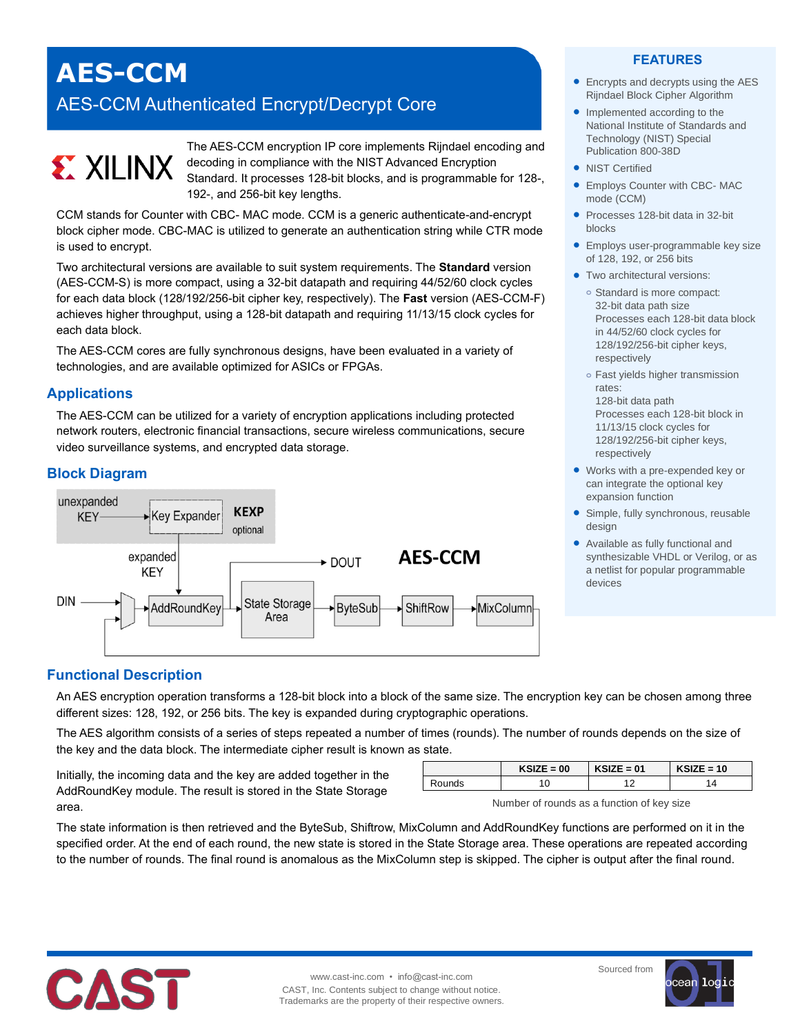# AES-CCM

## AES-CCM Authenticated Encrypt/Decrypt Core

The AES-CCM encryption IP core implements Rijndael encoding and decoding in compliance with the NIST Advanced Encryption Standard. It processes 128-bit blocks, and is programmable for 128-, 192-, and 256-bit key lengths.

CCM stands for Counter with CBC- MAC mode. CCM is a generic authenticate-and-encrypt block cipher mode. CBC-MAC is utilized to generate an authentication string while CTR mode is used to encrypt.

Two architectural versions are available to suit system requirements. The **Standard** version (AES-CCM-S) is more compact, using a 32-bit datapath and requiring 44/52/60 clock cycles for each data block (128/192/256-bit cipher key, respectively). The **Fast** version (AES-CCM-F) achieves higher throughput, using a 128-bit datapath and requiring 11/13/15 clock cycles for each data block.

The AES-CCM cores are fully synchronous designs, have been evaluated in a variety of technologies, and are available optimized for ASICs or FPGAs.

## Applications

The AES-CCM can be utilized for a variety of encryption applications including protected network routers, electronic financial transactions, secure wireless communications, secure video surveillance systems, and encrypted data storage.

## Block Diagram

unexpanded KEY → Key Expander (KEXP optional) → expanded KEY → AddRoundKey

DIN → AddRoundKey → State Storage Area → ByteSub → ShiftRow → MixColumn → (loop back); State Storage Area → DOUT

AES-CCM

## Functional Description

An AES encryption operation transforms a 128-bit block into a block of the same size. The encryption key can be chosen among three different sizes: 128, 192, or 256 bits. The key is expanded during cryptographic operations.

The AES algorithm consists of a series of steps repeated a number of times (rounds). The number of rounds depends on the size of the key and the data block. The intermediate cipher result is known as state.

Initially, the incoming data and the key are added together in the AddRoundKey module. The result is stored in the State Storage area.

| | KSIZE = 00 | KSIZE = 01 | KSIZE = 10 |
|---|---|---|---|
| Rounds | 10 | 12 | 14 |

Number of rounds as a function of key size

The state information is then retrieved and the ByteSub, Shiftrow, MixColumn and AddRoundKey functions are performed on it in the specified order. At the end of each round, the new state is stored in the State Storage area. These operations are repeated according to the number of rounds. The final round is anomalous as the MixColumn step is skipped. The cipher is output after the final round.

## FEATURES

- Encrypts and decrypts using the AES Rijndael Block Cipher Algorithm
- Implemented according to the National Institute of Standards and Technology (NIST) Special Publication 800-38D
- NIST Certified
- Employs Counter with CBC- MAC mode (CCM)
- Processes 128-bit data in 32-bit blocks
- Employs user-programmable key size of 128, 192, or 256 bits
- Two architectural versions:
  - Standard is more compact: 32-bit data path size. Processes each 128-bit data block in 44/52/60 clock cycles for 128/192/256-bit cipher keys, respectively
  - Fast yields higher transmission rates: 128-bit data path. Processes each 128-bit block in 11/13/15 clock cycles for 128/192/256-bit cipher keys, respectively
- Works with a pre-expended key or can integrate the optional key expansion function
- Simple, fully synchronous, reusable design
- Available as fully functional and synthesizable VHDL or Verilog, or as a netlist for popular programmable devices

www.cast-inc.com • info@cast-inc.com
CAST, Inc. Contents subject to change without notice.
Trademarks are the property of their respective owners.

Sourced from ocean logic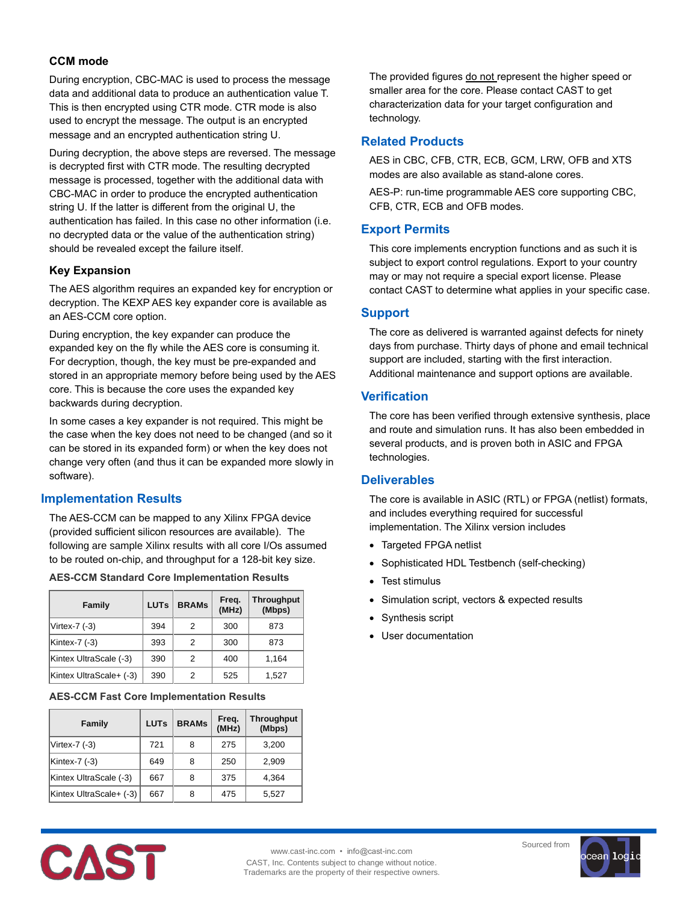### CCM mode

During encryption, CBC-MAC is used to process the message data and additional data to produce an authentication value T. This is then encrypted using CTR mode. CTR mode is also used to encrypt the message. The output is an encrypted message and an encrypted authentication string U.

During decryption, the above steps are reversed. The message is decrypted first with CTR mode. The resulting decrypted message is processed, together with the additional data with CBC-MAC in order to produce the encrypted authentication string U. If the latter is different from the original U, the authentication has failed. In this case no other information (i.e. no decrypted data or the value of the authentication string) should be revealed except the failure itself.

### Key Expansion

The AES algorithm requires an expanded key for encryption or decryption. The KEXP AES key expander core is available as an AES-CCM core option.

During encryption, the key expander can produce the expanded key on the fly while the AES core is consuming it. For decryption, though, the key must be pre-expanded and stored in an appropriate memory before being used by the AES core. This is because the core uses the expanded key backwards during decryption.

In some cases a key expander is not required. This might be the case when the key does not need to be changed (and so it can be stored in its expanded form) or when the key does not change very often (and thus it can be expanded more slowly in software).

## Implementation Results

The AES-CCM can be mapped to any Xilinx FPGA device (provided sufficient silicon resources are available). The following are sample Xilinx results with all core I/Os assumed to be routed on-chip, and throughput for a 128-bit key size.

**AES-CCM Standard Core Implementation Results**

| Family | LUTs | BRAMs | Freq. (MHz) | Throughput (Mbps) |
|---|---|---|---|---|
| Virtex-7 (-3) | 394 | 2 | 300 | 873 |
| Kintex-7 (-3) | 393 | 2 | 300 | 873 |
| Kintex UltraScale (-3) | 390 | 2 | 400 | 1,164 |
| Kintex UltraScale+ (-3) | 390 | 2 | 525 | 1,527 |

**AES-CCM Fast Core Implementation Results**

| Family | LUTs | BRAMs | Freq. (MHz) | Throughput (Mbps) |
|---|---|---|---|---|
| Virtex-7 (-3) | 721 | 8 | 275 | 3,200 |
| Kintex-7 (-3) | 649 | 8 | 250 | 2,909 |
| Kintex UltraScale (-3) | 667 | 8 | 375 | 4,364 |
| Kintex UltraScale+ (-3) | 667 | 8 | 475 | 5,527 |

The provided figures do not represent the higher speed or smaller area for the core. Please contact CAST to get characterization data for your target configuration and technology.

## Related Products

AES in CBC, CFB, CTR, ECB, GCM, LRW, OFB and XTS modes are also available as stand-alone cores.

AES-P: run-time programmable AES core supporting CBC, CFB, CTR, ECB and OFB modes.

## Export Permits

This core implements encryption functions and as such it is subject to export control regulations. Export to your country may or may not require a special export license. Please contact CAST to determine what applies in your specific case.

## Support

The core as delivered is warranted against defects for ninety days from purchase. Thirty days of phone and email technical support are included, starting with the first interaction. Additional maintenance and support options are available.

## Verification

The core has been verified through extensive synthesis, place and route and simulation runs. It has also been embedded in several products, and is proven both in ASIC and FPGA technologies.

## Deliverables

The core is available in ASIC (RTL) or FPGA (netlist) formats, and includes everything required for successful implementation. The Xilinx version includes

- Targeted FPGA netlist
- Sophisticated HDL Testbench (self-checking)
- Test stimulus
- Simulation script, vectors & expected results
- Synthesis script
- User documentation

www.cast-inc.com • info@cast-inc.com
CAST, Inc. Contents subject to change without notice.
Trademarks are the property of their respective owners.

Sourced from